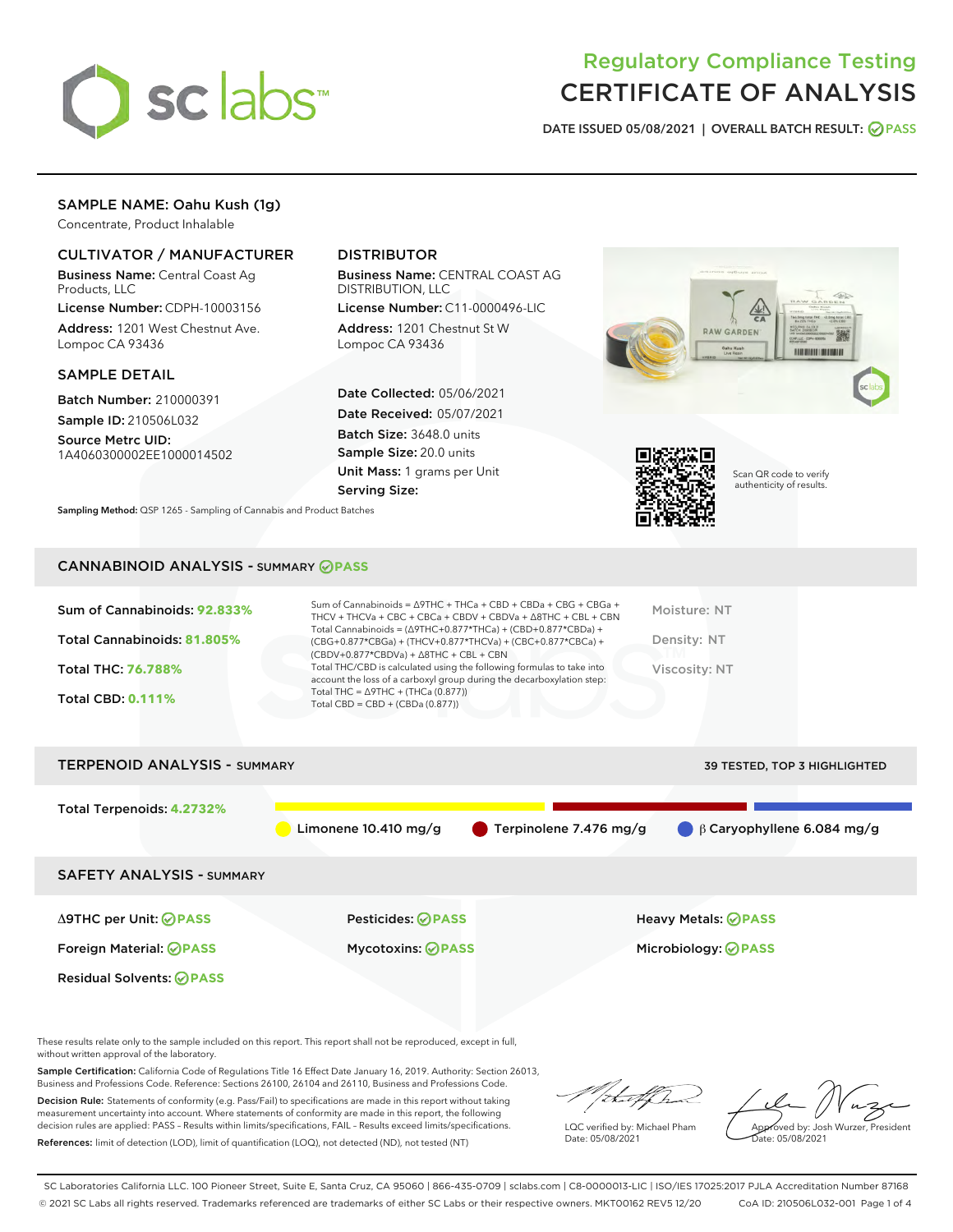# Regulatory Compliance Testing
# CERTIFICATE OF ANALYSIS

DATE ISSUED 05/08/2021 | OVERALL BATCH RESULT: PASS

## SAMPLE NAME: Oahu Kush (1g)

Concentrate, Product Inhalable

### CULTIVATOR / MANUFACTURER

**Business Name:** Central Coast Ag Products, LLC

**License Number:** CDPH-10003156

**Address:** 1201 West Chestnut Ave. Lompoc CA 93436

### DISTRIBUTOR

**Business Name:** CENTRAL COAST AG DISTRIBUTION, LLC

**License Number:** C11-0000496-LIC

**Address:** 1201 Chestnut St W Lompoc CA 93436

### SAMPLE DETAIL

**Batch Number:** 210000391

**Sample ID:** 210506L032

**Source Metrc UID:** 1A4060300002EE1000014502

**Date Collected:** 05/06/2021

**Date Received:** 05/07/2021

**Batch Size:** 3648.0 units

**Sample Size:** 20.0 units

**Unit Mass:** 1 grams per Unit

**Serving Size:**

**Sampling Method:** QSP 1265 - Sampling of Cannabis and Product Batches

Scan QR code to verify authenticity of results.

## CANNABINOID ANALYSIS - SUMMARY PASS

Sum of Cannabinoids: **92.833%**

Total Cannabinoids: **81.805%**

Total THC: **76.788%**

Total CBD: **0.111%**

Sum of Cannabinoids = Δ9THC + THCa + CBD + CBDa + CBG + CBGa + THCV + THCVa + CBC + CBCa + CBDV + CBDVa + Δ8THC + CBL + CBN

Total Cannabinoids = (Δ9THC+0.877*THCa) + (CBD+0.877*CBDa) + (CBG+0.877*CBGa) + (THCV+0.877*THCVa) + (CBC+0.877*CBCa) + (CBDV+0.877*CBDVa) + Δ8THC + CBL + CBN

Total THC/CBD is calculated using the following formulas to take into account the loss of a carboxyl group during the decarboxylation step:

Total THC = Δ9THC + (THCa (0.877))

Total CBD = CBD + (CBDa (0.877))

Moisture: NT

Density: NT

Viscosity: NT

## TERPENOID ANALYSIS - SUMMARY

39 TESTED, TOP 3 HIGHLIGHTED

Total Terpenoids: **4.2732%**

Limonene 10.410 mg/g | Terpinolene 7.476 mg/g | β Caryophyllene 6.084 mg/g

## SAFETY ANALYSIS - SUMMARY

| | | |
|---|---|---|
| Δ9THC per Unit: PASS | Pesticides: PASS | Heavy Metals: PASS |
| Foreign Material: PASS | Mycotoxins: PASS | Microbiology: PASS |
| Residual Solvents: PASS | | |

These results relate only to the sample included on this report. This report shall not be reproduced, except in full, without written approval of the laboratory.

**Sample Certification:** California Code of Regulations Title 16 Effect Date January 16, 2019. Authority: Section 26013, Business and Professions Code. Reference: Sections 26100, 26104 and 26110, Business and Professions Code.

**Decision Rule:** Statements of conformity (e.g. Pass/Fail) to specifications are made in this report without taking measurement uncertainty into account. Where statements of conformity are made in this report, the following decision rules are applied: PASS – Results within limits/specifications, FAIL – Results exceed limits/specifications.

**References:** limit of detection (LOD), limit of quantification (LOQ), not detected (ND), not tested (NT)

LQC verified by: Michael Pham
Date: 05/08/2021

Approved by: Josh Wurzer, President
Date: 05/08/2021

SC Laboratories California LLC. 100 Pioneer Street, Suite E, Santa Cruz, CA 95060 | 866-435-0709 | sclabs.com | C8-0000013-LIC | ISO/IES 17025:2017 PJLA Accreditation Number 87168
© 2021 SC Labs all rights reserved. Trademarks referenced are trademarks of either SC Labs or their respective owners. MKT00162 REV5 12/20 CoA ID: 210506L032-001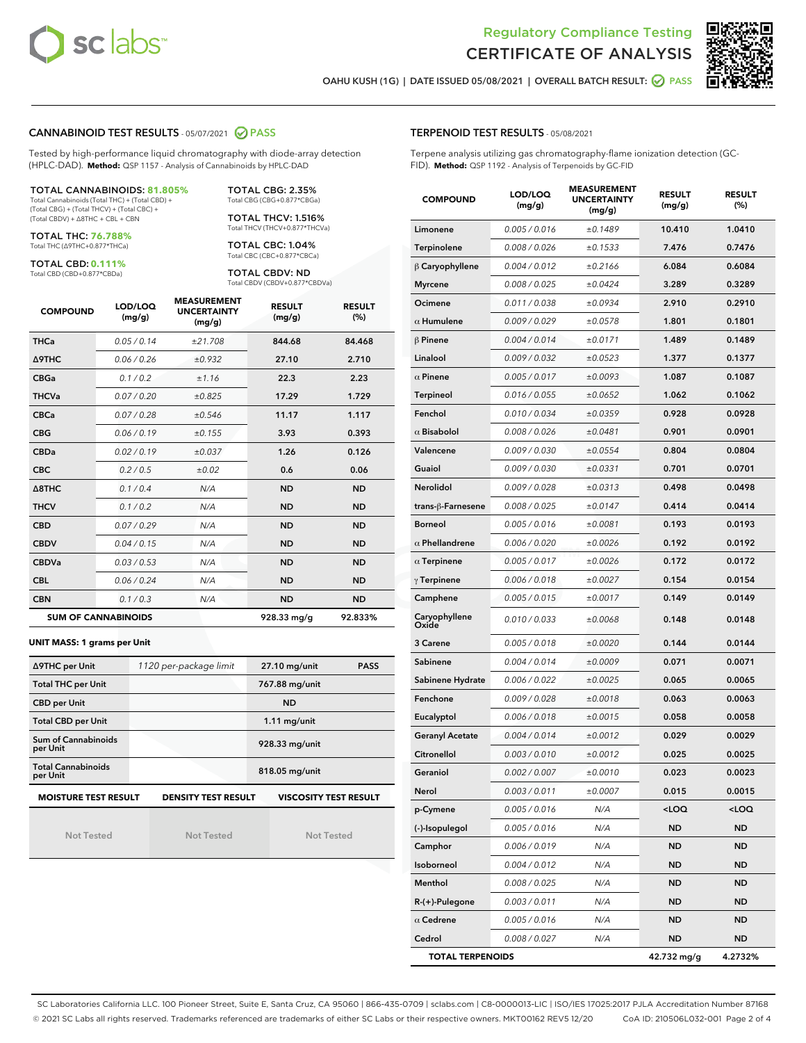Regulatory Compliance Testing
# CERTIFICATE OF ANALYSIS

OAHU KUSH (1G) | DATE ISSUED 05/08/2021 | OVERALL BATCH RESULT: PASS

## CANNABINOID TEST RESULTS - 05/07/2021 PASS

Tested by high-performance liquid chromatography with diode-array detection (HPLC-DAD). **Method:** QSP 1157 - Analysis of Cannabinoids by HPLC-DAD

**TOTAL CANNABINOIDS: 81.805%**
Total Cannabinoids (Total THC) + (Total CBD) + (Total CBG) + (Total THCV) + (Total CBC) + (Total CBDV) + Δ8THC + CBL + CBN

**TOTAL THC: 76.788%**
Total THC (Δ9THC+0.877*THCa)

**TOTAL CBD: 0.111%**
Total CBD (CBD+0.877*CBDa)

**TOTAL CBG: 2.35%**
Total CBG (CBG+0.877*CBGa)

**TOTAL THCV: 1.516%**
Total THCV (THCV+0.877*THCVa)

**TOTAL CBC: 1.04%**
Total CBC (CBC+0.877*CBCa)

**TOTAL CBDV: ND**
Total CBDV (CBDV+0.877*CBDVa)

| COMPOUND | LOD/LOQ (mg/g) | MEASUREMENT UNCERTAINTY (mg/g) | RESULT (mg/g) | RESULT (%) |
|---|---|---|---|---|
| THCa | 0.05 / 0.14 | ±21.708 | 844.68 | 84.468 |
| Δ9THC | 0.06 / 0.26 | ±0.932 | 27.10 | 2.710 |
| CBGa | 0.1 / 0.2 | ±1.16 | 22.3 | 2.23 |
| THCVa | 0.07 / 0.20 | ±0.825 | 17.29 | 1.729 |
| CBCa | 0.07 / 0.28 | ±0.546 | 11.17 | 1.117 |
| CBG | 0.06 / 0.19 | ±0.155 | 3.93 | 0.393 |
| CBDa | 0.02 / 0.19 | ±0.037 | 1.26 | 0.126 |
| CBC | 0.2 / 0.5 | ±0.02 | 0.6 | 0.06 |
| Δ8THC | 0.1 / 0.4 | N/A | ND | ND |
| THCV | 0.1 / 0.2 | N/A | ND | ND |
| CBD | 0.07 / 0.29 | N/A | ND | ND |
| CBDV | 0.04 / 0.15 | N/A | ND | ND |
| CBDVa | 0.03 / 0.53 | N/A | ND | ND |
| CBL | 0.06 / 0.24 | N/A | ND | ND |
| CBN | 0.1 / 0.3 | N/A | ND | ND |
| **SUM OF CANNABINOIDS** | | | 928.33 mg/g | 92.833% |

**UNIT MASS: 1 grams per Unit**

| | | | |
|---|---|---|---|
| Δ9THC per Unit | 1120 per-package limit | 27.10 mg/unit | PASS |
| Total THC per Unit | | 767.88 mg/unit | |
| CBD per Unit | | ND | |
| Total CBD per Unit | | 1.11 mg/unit | |
| Sum of Cannabinoids per Unit | | 928.33 mg/unit | |
| Total Cannabinoids per Unit | | 818.05 mg/unit | |

| MOISTURE TEST RESULT | DENSITY TEST RESULT | VISCOSITY TEST RESULT |
|---|---|---|
| Not Tested | Not Tested | Not Tested |

## TERPENOID TEST RESULTS - 05/08/2021

Terpene analysis utilizing gas chromatography-flame ionization detection (GC-FID). **Method:** QSP 1192 - Analysis of Terpenoids by GC-FID

| COMPOUND | LOD/LOQ (mg/g) | MEASUREMENT UNCERTAINTY (mg/g) | RESULT (mg/g) | RESULT (%) |
|---|---|---|---|---|
| Limonene | 0.005 / 0.016 | ±0.1489 | 10.410 | 1.0410 |
| Terpinolene | 0.008 / 0.026 | ±0.1533 | 7.476 | 0.7476 |
| β Caryophyllene | 0.004 / 0.012 | ±0.2166 | 6.084 | 0.6084 |
| Myrcene | 0.008 / 0.025 | ±0.0424 | 3.289 | 0.3289 |
| Ocimene | 0.011 / 0.038 | ±0.0934 | 2.910 | 0.2910 |
| α Humulene | 0.009 / 0.029 | ±0.0578 | 1.801 | 0.1801 |
| β Pinene | 0.004 / 0.014 | ±0.0171 | 1.489 | 0.1489 |
| Linalool | 0.009 / 0.032 | ±0.0523 | 1.377 | 0.1377 |
| α Pinene | 0.005 / 0.017 | ±0.0093 | 1.087 | 0.1087 |
| Terpineol | 0.016 / 0.055 | ±0.0652 | 1.062 | 0.1062 |
| Fenchol | 0.010 / 0.034 | ±0.0359 | 0.928 | 0.0928 |
| α Bisabolol | 0.008 / 0.026 | ±0.0481 | 0.901 | 0.0901 |
| Valencene | 0.009 / 0.030 | ±0.0554 | 0.804 | 0.0804 |
| Guaiol | 0.009 / 0.030 | ±0.0331 | 0.701 | 0.0701 |
| Nerolidol | 0.009 / 0.028 | ±0.0313 | 0.498 | 0.0498 |
| trans-β-Farnesene | 0.008 / 0.025 | ±0.0147 | 0.414 | 0.0414 |
| Borneol | 0.005 / 0.016 | ±0.0081 | 0.193 | 0.0193 |
| α Phellandrene | 0.006 / 0.020 | ±0.0026 | 0.192 | 0.0192 |
| α Terpinene | 0.005 / 0.017 | ±0.0026 | 0.172 | 0.0172 |
| γ Terpinene | 0.006 / 0.018 | ±0.0027 | 0.154 | 0.0154 |
| Camphene | 0.005 / 0.015 | ±0.0017 | 0.149 | 0.0149 |
| Caryophyllene Oxide | 0.010 / 0.033 | ±0.0068 | 0.148 | 0.0148 |
| 3 Carene | 0.005 / 0.018 | ±0.0020 | 0.144 | 0.0144 |
| Sabinene | 0.004 / 0.014 | ±0.0009 | 0.071 | 0.0071 |
| Sabinene Hydrate | 0.006 / 0.022 | ±0.0025 | 0.065 | 0.0065 |
| Fenchone | 0.009 / 0.028 | ±0.0018 | 0.063 | 0.0063 |
| Eucalyptol | 0.006 / 0.018 | ±0.0015 | 0.058 | 0.0058 |
| Geranyl Acetate | 0.004 / 0.014 | ±0.0012 | 0.029 | 0.0029 |
| Citronellol | 0.003 / 0.010 | ±0.0012 | 0.025 | 0.0025 |
| Geraniol | 0.002 / 0.007 | ±0.0010 | 0.023 | 0.0023 |
| Nerol | 0.003 / 0.011 | ±0.0007 | 0.015 | 0.0015 |
| p-Cymene | 0.005 / 0.016 | N/A | <LOQ | <LOQ |
| (-)-Isopulegol | 0.005 / 0.016 | N/A | ND | ND |
| Camphor | 0.006 / 0.019 | N/A | ND | ND |
| Isoborneol | 0.004 / 0.012 | N/A | ND | ND |
| Menthol | 0.008 / 0.025 | N/A | ND | ND |
| R-(+)-Pulegone | 0.003 / 0.011 | N/A | ND | ND |
| α Cedrene | 0.005 / 0.016 | N/A | ND | ND |
| Cedrol | 0.008 / 0.027 | N/A | ND | ND |
| **TOTAL TERPENOIDS** | | | 42.732 mg/g | 4.2732% |

SC Laboratories California LLC. 100 Pioneer Street, Suite E, Santa Cruz, CA 95060 | 866-435-0709 | sclabs.com | C8-0000013-LIC | ISO/IES 17025:2017 PJLA Accreditation Number 87168
© 2021 SC Labs all rights reserved. Trademarks referenced are trademarks of either SC Labs or their respective owners. MKT00162 REV5 12/20 CoA ID: 210506L032-001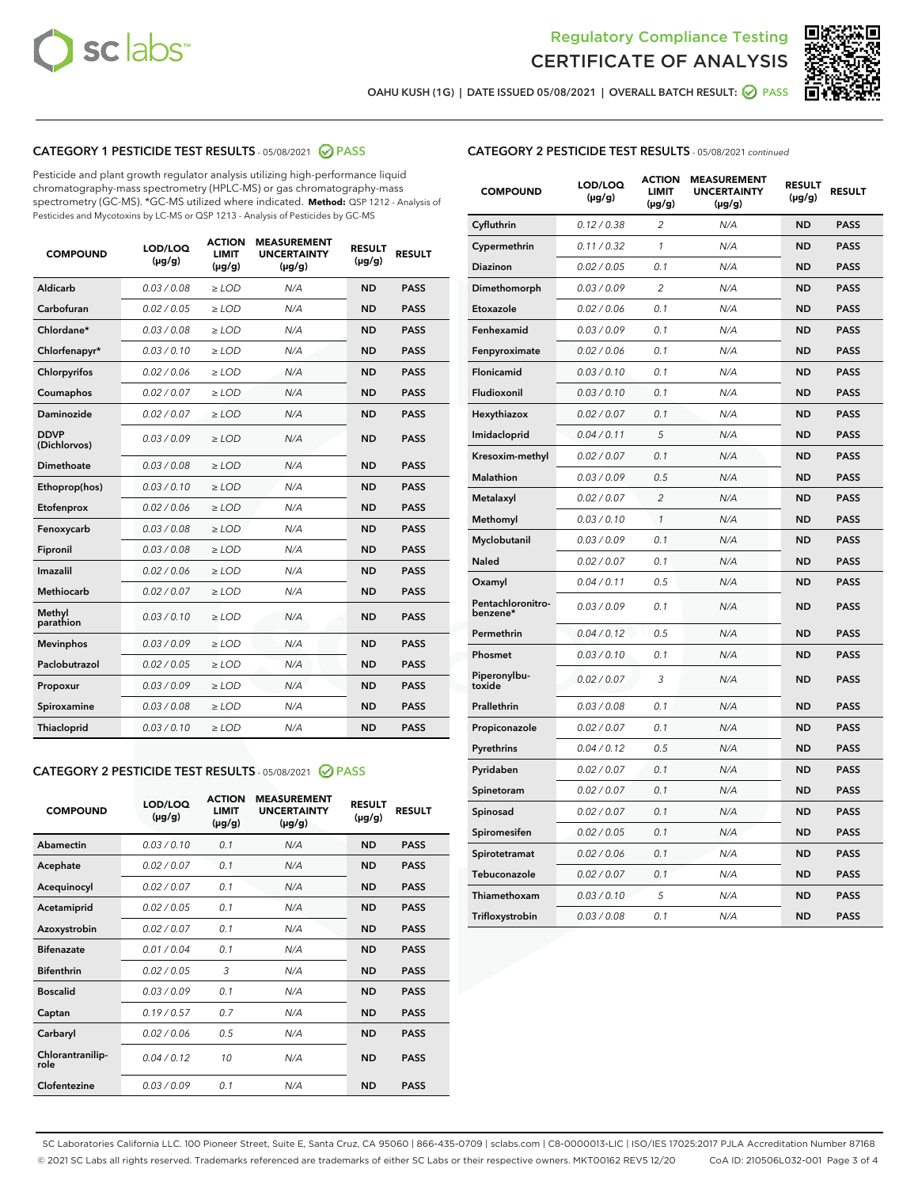# Regulatory Compliance Testing
# CERTIFICATE OF ANALYSIS

OAHU KUSH (1G) | DATE ISSUED 05/08/2021 | OVERALL BATCH RESULT: PASS

## CATEGORY 1 PESTICIDE TEST RESULTS - 05/08/2021 PASS

Pesticide and plant growth regulator analysis utilizing high-performance liquid chromatography-mass spectrometry (HPLC-MS) or gas chromatography-mass spectrometry (GC-MS). *GC-MS utilized where indicated. **Method:** QSP 1212 - Analysis of Pesticides and Mycotoxins by LC-MS or QSP 1213 - Analysis of Pesticides by GC-MS

| COMPOUND | LOD/LOQ (µg/g) | ACTION LIMIT (µg/g) | MEASUREMENT UNCERTAINTY (µg/g) | RESULT (µg/g) | RESULT |
|---|---|---|---|---|---|
| Aldicarb | 0.03 / 0.08 | ≥ LOD | N/A | ND | PASS |
| Carbofuran | 0.02 / 0.05 | ≥ LOD | N/A | ND | PASS |
| Chlordane* | 0.03 / 0.08 | ≥ LOD | N/A | ND | PASS |
| Chlorfenapyr* | 0.03 / 0.10 | ≥ LOD | N/A | ND | PASS |
| Chlorpyrifos | 0.02 / 0.06 | ≥ LOD | N/A | ND | PASS |
| Coumaphos | 0.02 / 0.07 | ≥ LOD | N/A | ND | PASS |
| Daminozide | 0.02 / 0.07 | ≥ LOD | N/A | ND | PASS |
| DDVP (Dichlorvos) | 0.03 / 0.09 | ≥ LOD | N/A | ND | PASS |
| Dimethoate | 0.03 / 0.08 | ≥ LOD | N/A | ND | PASS |
| Ethoprop(hos) | 0.03 / 0.10 | ≥ LOD | N/A | ND | PASS |
| Etofenprox | 0.02 / 0.06 | ≥ LOD | N/A | ND | PASS |
| Fenoxycarb | 0.03 / 0.08 | ≥ LOD | N/A | ND | PASS |
| Fipronil | 0.03 / 0.08 | ≥ LOD | N/A | ND | PASS |
| Imazalil | 0.02 / 0.06 | ≥ LOD | N/A | ND | PASS |
| Methiocarb | 0.02 / 0.07 | ≥ LOD | N/A | ND | PASS |
| Methyl parathion | 0.03 / 0.10 | ≥ LOD | N/A | ND | PASS |
| Mevinphos | 0.03 / 0.09 | ≥ LOD | N/A | ND | PASS |
| Paclobutrazol | 0.02 / 0.05 | ≥ LOD | N/A | ND | PASS |
| Propoxur | 0.03 / 0.09 | ≥ LOD | N/A | ND | PASS |
| Spiroxamine | 0.03 / 0.08 | ≥ LOD | N/A | ND | PASS |
| Thiacloprid | 0.03 / 0.10 | ≥ LOD | N/A | ND | PASS |

## CATEGORY 2 PESTICIDE TEST RESULTS - 05/08/2021 PASS

| COMPOUND | LOD/LOQ (µg/g) | ACTION LIMIT (µg/g) | MEASUREMENT UNCERTAINTY (µg/g) | RESULT (µg/g) | RESULT |
|---|---|---|---|---|---|
| Abamectin | 0.03 / 0.10 | 0.1 | N/A | ND | PASS |
| Acephate | 0.02 / 0.07 | 0.1 | N/A | ND | PASS |
| Acequinocyl | 0.02 / 0.07 | 0.1 | N/A | ND | PASS |
| Acetamiprid | 0.02 / 0.05 | 0.1 | N/A | ND | PASS |
| Azoxystrobin | 0.02 / 0.07 | 0.1 | N/A | ND | PASS |
| Bifenazate | 0.01 / 0.04 | 0.1 | N/A | ND | PASS |
| Bifenthrin | 0.02 / 0.05 | 3 | N/A | ND | PASS |
| Boscalid | 0.03 / 0.09 | 0.1 | N/A | ND | PASS |
| Captan | 0.19 / 0.57 | 0.7 | N/A | ND | PASS |
| Carbaryl | 0.02 / 0.06 | 0.5 | N/A | ND | PASS |
| Chlorantraniliprole | 0.04 / 0.12 | 10 | N/A | ND | PASS |
| Clofentezine | 0.03 / 0.09 | 0.1 | N/A | ND | PASS |
| Cyfluthrin | 0.12 / 0.38 | 2 | N/A | ND | PASS |
| Cypermethrin | 0.11 / 0.32 | 1 | N/A | ND | PASS |
| Diazinon | 0.02 / 0.05 | 0.1 | N/A | ND | PASS |
| Dimethomorph | 0.03 / 0.09 | 2 | N/A | ND | PASS |
| Etoxazole | 0.02 / 0.06 | 0.1 | N/A | ND | PASS |
| Fenhexamid | 0.03 / 0.09 | 0.1 | N/A | ND | PASS |
| Fenpyroximate | 0.02 / 0.06 | 0.1 | N/A | ND | PASS |
| Flonicamid | 0.03 / 0.10 | 0.1 | N/A | ND | PASS |
| Fludioxonil | 0.03 / 0.10 | 0.1 | N/A | ND | PASS |
| Hexythiazox | 0.02 / 0.07 | 0.1 | N/A | ND | PASS |
| Imidacloprid | 0.04 / 0.11 | 5 | N/A | ND | PASS |
| Kresoxim-methyl | 0.02 / 0.07 | 0.1 | N/A | ND | PASS |
| Malathion | 0.03 / 0.09 | 0.5 | N/A | ND | PASS |
| Metalaxyl | 0.02 / 0.07 | 2 | N/A | ND | PASS |
| Methomyl | 0.03 / 0.10 | 1 | N/A | ND | PASS |
| Myclobutanil | 0.03 / 0.09 | 0.1 | N/A | ND | PASS |
| Naled | 0.02 / 0.07 | 0.1 | N/A | ND | PASS |
| Oxamyl | 0.04 / 0.11 | 0.5 | N/A | ND | PASS |
| Pentachloronitrobenzene* | 0.03 / 0.09 | 0.1 | N/A | ND | PASS |
| Permethrin | 0.04 / 0.12 | 0.5 | N/A | ND | PASS |
| Phosmet | 0.03 / 0.10 | 0.1 | N/A | ND | PASS |
| Piperonylbutoxide | 0.02 / 0.07 | 3 | N/A | ND | PASS |
| Prallethrin | 0.03 / 0.08 | 0.1 | N/A | ND | PASS |
| Propiconazole | 0.02 / 0.07 | 0.1 | N/A | ND | PASS |
| Pyrethrins | 0.04 / 0.12 | 0.5 | N/A | ND | PASS |
| Pyridaben | 0.02 / 0.07 | 0.1 | N/A | ND | PASS |
| Spinetoram | 0.02 / 0.07 | 0.1 | N/A | ND | PASS |
| Spinosad | 0.02 / 0.07 | 0.1 | N/A | ND | PASS |
| Spiromesifen | 0.02 / 0.05 | 0.1 | N/A | ND | PASS |
| Spirotetramat | 0.02 / 0.06 | 0.1 | N/A | ND | PASS |
| Tebuconazole | 0.02 / 0.07 | 0.1 | N/A | ND | PASS |
| Thiamethoxam | 0.03 / 0.10 | 5 | N/A | ND | PASS |
| Trifloxystrobin | 0.03 / 0.08 | 0.1 | N/A | ND | PASS |

SC Laboratories California LLC. 100 Pioneer Street, Suite E, Santa Cruz, CA 95060 | 866-435-0709 | sclabs.com | C8-0000013-LIC | ISO/IES 17025:2017 PJLA Accreditation Number 87168
© 2021 SC Labs all rights reserved. Trademarks referenced are trademarks of either SC Labs or their respective owners. MKT00162 REV5 12/20 CoA ID: 210506L032-001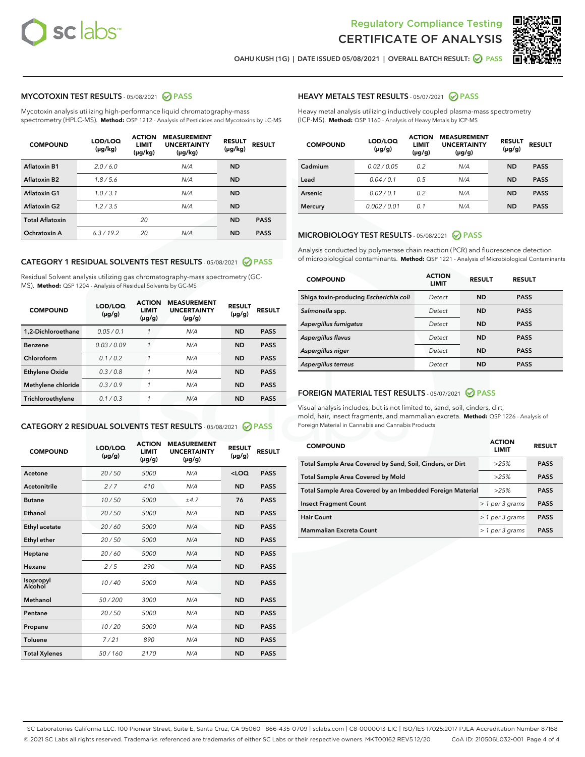Regulatory Compliance Testing
CERTIFICATE OF ANALYSIS

OAHU KUSH (1G) | DATE ISSUED 05/08/2021 | OVERALL BATCH RESULT: PASS

## MYCOTOXIN TEST RESULTS - 05/08/2021 PASS

Mycotoxin analysis utilizing high-performance liquid chromatography-mass spectrometry (HPLC-MS). **Method:** QSP 1212 - Analysis of Pesticides and Mycotoxins by LC-MS

| COMPOUND | LOD/LOQ (µg/kg) | ACTION LIMIT (µg/kg) | MEASUREMENT UNCERTAINTY (µg/kg) | RESULT (µg/kg) | RESULT |
|---|---|---|---|---|---|
| Aflatoxin B1 | 2.0 / 6.0 | | N/A | ND | |
| Aflatoxin B2 | 1.8 / 5.6 | | N/A | ND | |
| Aflatoxin G1 | 1.0 / 3.1 | | N/A | ND | |
| Aflatoxin G2 | 1.2 / 3.5 | | N/A | ND | |
| Total Aflatoxin | | 20 | | ND | PASS |
| Ochratoxin A | 6.3 / 19.2 | 20 | N/A | ND | PASS |

## CATEGORY 1 RESIDUAL SOLVENTS TEST RESULTS - 05/08/2021 PASS

Residual Solvent analysis utilizing gas chromatography-mass spectrometry (GC-MS). **Method:** QSP 1204 - Analysis of Residual Solvents by GC-MS

| COMPOUND | LOD/LOQ (µg/g) | ACTION LIMIT (µg/g) | MEASUREMENT UNCERTAINTY (µg/g) | RESULT (µg/g) | RESULT |
|---|---|---|---|---|---|
| 1,2-Dichloroethane | 0.05 / 0.1 | 1 | N/A | ND | PASS |
| Benzene | 0.03 / 0.09 | 1 | N/A | ND | PASS |
| Chloroform | 0.1 / 0.2 | 1 | N/A | ND | PASS |
| Ethylene Oxide | 0.3 / 0.8 | 1 | N/A | ND | PASS |
| Methylene chloride | 0.3 / 0.9 | 1 | N/A | ND | PASS |
| Trichloroethylene | 0.1 / 0.3 | 1 | N/A | ND | PASS |

## CATEGORY 2 RESIDUAL SOLVENTS TEST RESULTS - 05/08/2021 PASS

| COMPOUND | LOD/LOQ (µg/g) | ACTION LIMIT (µg/g) | MEASUREMENT UNCERTAINTY (µg/g) | RESULT (µg/g) | RESULT |
|---|---|---|---|---|---|
| Acetone | 20 / 50 | 5000 | N/A | <LOQ | PASS |
| Acetonitrile | 2 / 7 | 410 | N/A | ND | PASS |
| Butane | 10 / 50 | 5000 | ±4.7 | 76 | PASS |
| Ethanol | 20 / 50 | 5000 | N/A | ND | PASS |
| Ethyl acetate | 20 / 60 | 5000 | N/A | ND | PASS |
| Ethyl ether | 20 / 50 | 5000 | N/A | ND | PASS |
| Heptane | 20 / 60 | 5000 | N/A | ND | PASS |
| Hexane | 2 / 5 | 290 | N/A | ND | PASS |
| Isopropyl Alcohol | 10 / 40 | 5000 | N/A | ND | PASS |
| Methanol | 50 / 200 | 3000 | N/A | ND | PASS |
| Pentane | 20 / 50 | 5000 | N/A | ND | PASS |
| Propane | 10 / 20 | 5000 | N/A | ND | PASS |
| Toluene | 7 / 21 | 890 | N/A | ND | PASS |
| Total Xylenes | 50 / 160 | 2170 | N/A | ND | PASS |

## HEAVY METALS TEST RESULTS - 05/07/2021 PASS

Heavy metal analysis utilizing inductively coupled plasma-mass spectrometry (ICP-MS). **Method:** QSP 1160 - Analysis of Heavy Metals by ICP-MS

| COMPOUND | LOD/LOQ (µg/g) | ACTION LIMIT (µg/g) | MEASUREMENT UNCERTAINTY (µg/g) | RESULT (µg/g) | RESULT |
|---|---|---|---|---|---|
| Cadmium | 0.02 / 0.05 | 0.2 | N/A | ND | PASS |
| Lead | 0.04 / 0.1 | 0.5 | N/A | ND | PASS |
| Arsenic | 0.02 / 0.1 | 0.2 | N/A | ND | PASS |
| Mercury | 0.002 / 0.01 | 0.1 | N/A | ND | PASS |

## MICROBIOLOGY TEST RESULTS - 05/08/2021 PASS

Analysis conducted by polymerase chain reaction (PCR) and fluorescence detection of microbiological contaminants. **Method:** QSP 1221 - Analysis of Microbiological Contaminants

| COMPOUND | ACTION LIMIT | RESULT | RESULT |
|---|---|---|---|
| Shiga toxin-producing *Escherichia coli* | Detect | ND | PASS |
| *Salmonella* spp. | Detect | ND | PASS |
| *Aspergillus fumigatus* | Detect | ND | PASS |
| *Aspergillus flavus* | Detect | ND | PASS |
| *Aspergillus niger* | Detect | ND | PASS |
| *Aspergillus terreus* | Detect | ND | PASS |

## FOREIGN MATERIAL TEST RESULTS - 05/07/2021 PASS

Visual analysis includes, but is not limited to, sand, soil, cinders, dirt, mold, hair, insect fragments, and mammalian excreta. **Method:** QSP 1226 - Analysis of Foreign Material in Cannabis and Cannabis Products

| COMPOUND | ACTION LIMIT | RESULT |
|---|---|---|
| Total Sample Area Covered by Sand, Soil, Cinders, or Dirt | >25% | PASS |
| Total Sample Area Covered by Mold | >25% | PASS |
| Total Sample Area Covered by an Imbedded Foreign Material | >25% | PASS |
| Insect Fragment Count | > 1 per 3 grams | PASS |
| Hair Count | > 1 per 3 grams | PASS |
| Mammalian Excreta Count | > 1 per 3 grams | PASS |

SC Laboratories California LLC. 100 Pioneer Street, Suite E, Santa Cruz, CA 95060 | 866-435-0709 | sclabs.com | C8-0000013-LIC | ISO/IES 17025:2017 PJLA Accreditation Number 87168
© 2021 SC Labs all rights reserved. Trademarks referenced are trademarks of either SC Labs or their respective owners. MKT00162 REV5 12/20 CoA ID: 210506L032-001